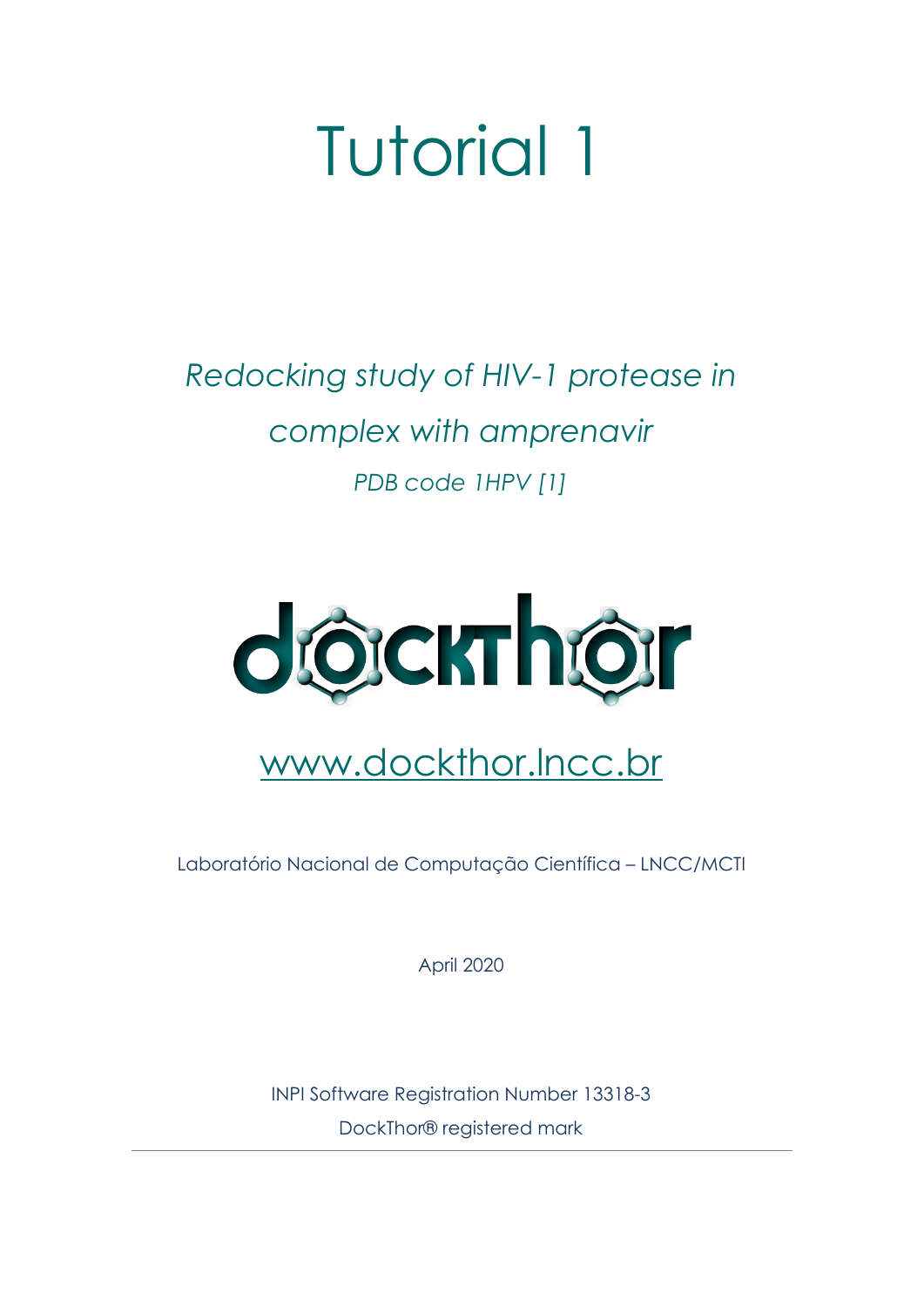# Tutorial 1

*Redocking study of HIV-1 protease in complex with amprenavir*

*PDB code 1HPV [1]*

dockthor

www.dockthor.lncc.br

Laboratório Nacional de Computação Científica – LNCC/MCTI

April 2020

INPI Software Registration Number 13318-3

DockThor® registered mark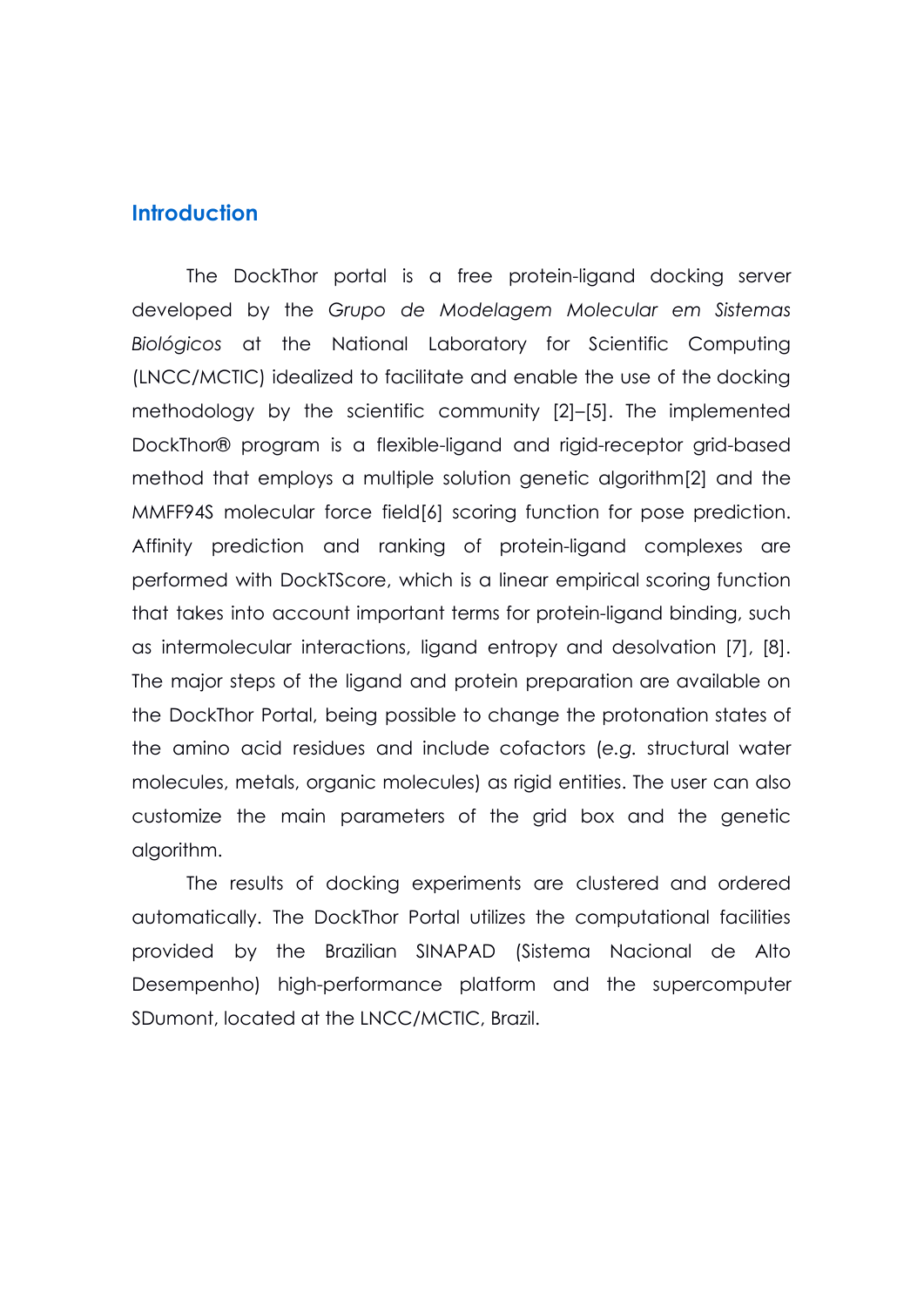## Introduction

The DockThor portal is a free protein-ligand docking server developed by the *Grupo de Modelagem Molecular em Sistemas Biológicos* at the National Laboratory for Scientific Computing (LNCC/MCTIC) idealized to facilitate and enable the use of the docking methodology by the scientific community [2]–[5]. The implemented DockThor® program is a flexible-ligand and rigid-receptor grid-based method that employs a multiple solution genetic algorithm[2] and the MMFF94S molecular force field[6] scoring function for pose prediction. Affinity prediction and ranking of protein-ligand complexes are performed with DockTScore, which is a linear empirical scoring function that takes into account important terms for protein-ligand binding, such as intermolecular interactions, ligand entropy and desolvation [7], [8]. The major steps of the ligand and protein preparation are available on the DockThor Portal, being possible to change the protonation states of the amino acid residues and include cofactors (*e.g.* structural water molecules, metals, organic molecules) as rigid entities. The user can also customize the main parameters of the grid box and the genetic algorithm.

The results of docking experiments are clustered and ordered automatically. The DockThor Portal utilizes the computational facilities provided by the Brazilian SINAPAD (Sistema Nacional de Alto Desempenho) high-performance platform and the supercomputer SDumont, located at the LNCC/MCTIC, Brazil.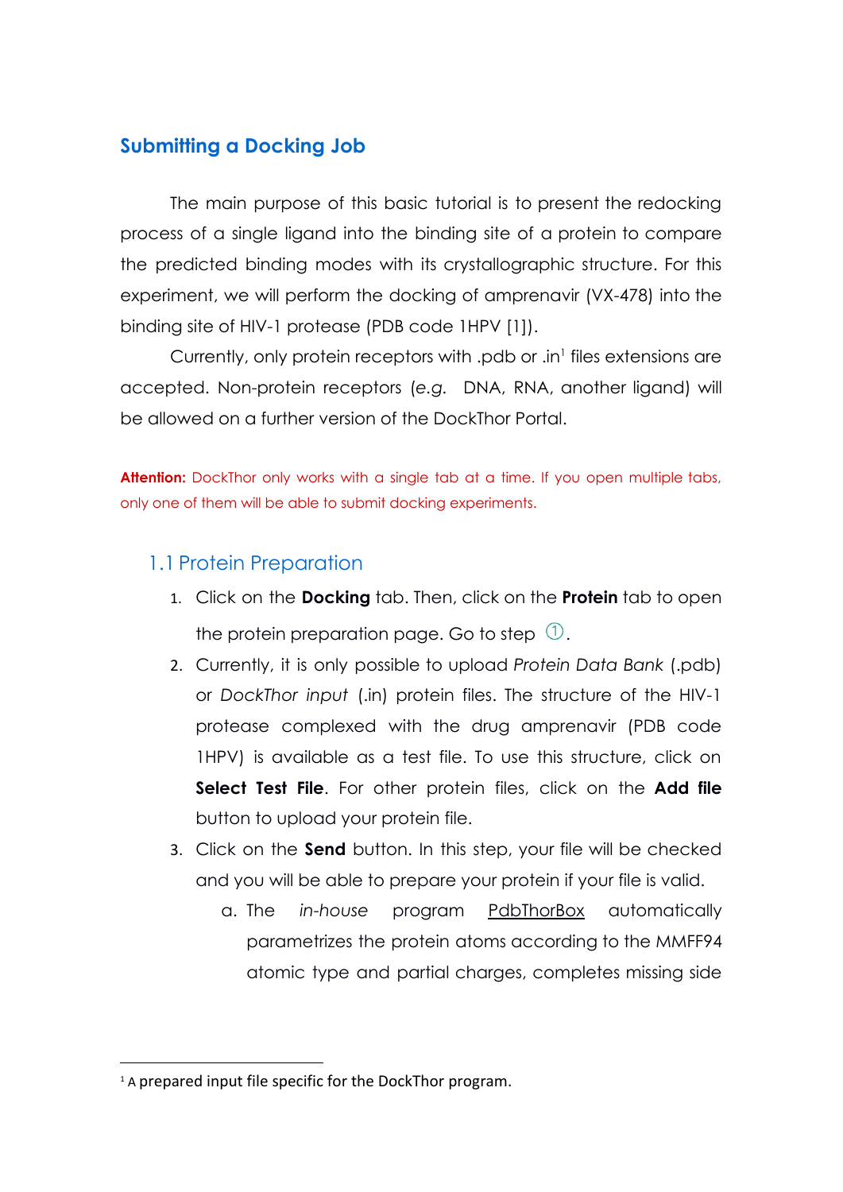## Submitting a Docking Job

The main purpose of this basic tutorial is to present the redocking process of a single ligand into the binding site of a protein to compare the predicted binding modes with its crystallographic structure. For this experiment, we will perform the docking of amprenavir (VX-478) into the binding site of HIV-1 protease (PDB code 1HPV [1]).

Currently, only protein receptors with .pdb or .in[1] files extensions are accepted. Non-protein receptors (*e.g.* DNA, RNA, another ligand) will be allowed on a further version of the DockThor Portal.

**Attention:** DockThor only works with a single tab at a time. If you open multiple tabs, only one of them will be able to submit docking experiments.

### 1.1 Protein Preparation

1. Click on the **Docking** tab. Then, click on the **Protein** tab to open the protein preparation page. Go to step ①.
2. Currently, it is only possible to upload *Protein Data Bank* (.pdb) or *DockThor input* (.in) protein files. The structure of the HIV-1 protease complexed with the drug amprenavir (PDB code 1HPV) is available as a test file. To use this structure, click on **Select Test File**. For other protein files, click on the **Add file** button to upload your protein file.
3. Click on the **Send** button. In this step, your file will be checked and you will be able to prepare your protein if your file is valid.
   a. The *in-house* program PdbThorBox automatically parametrizes the protein atoms according to the MMFF94 atomic type and partial charges, completes missing side

[1] A prepared input file specific for the DockThor program.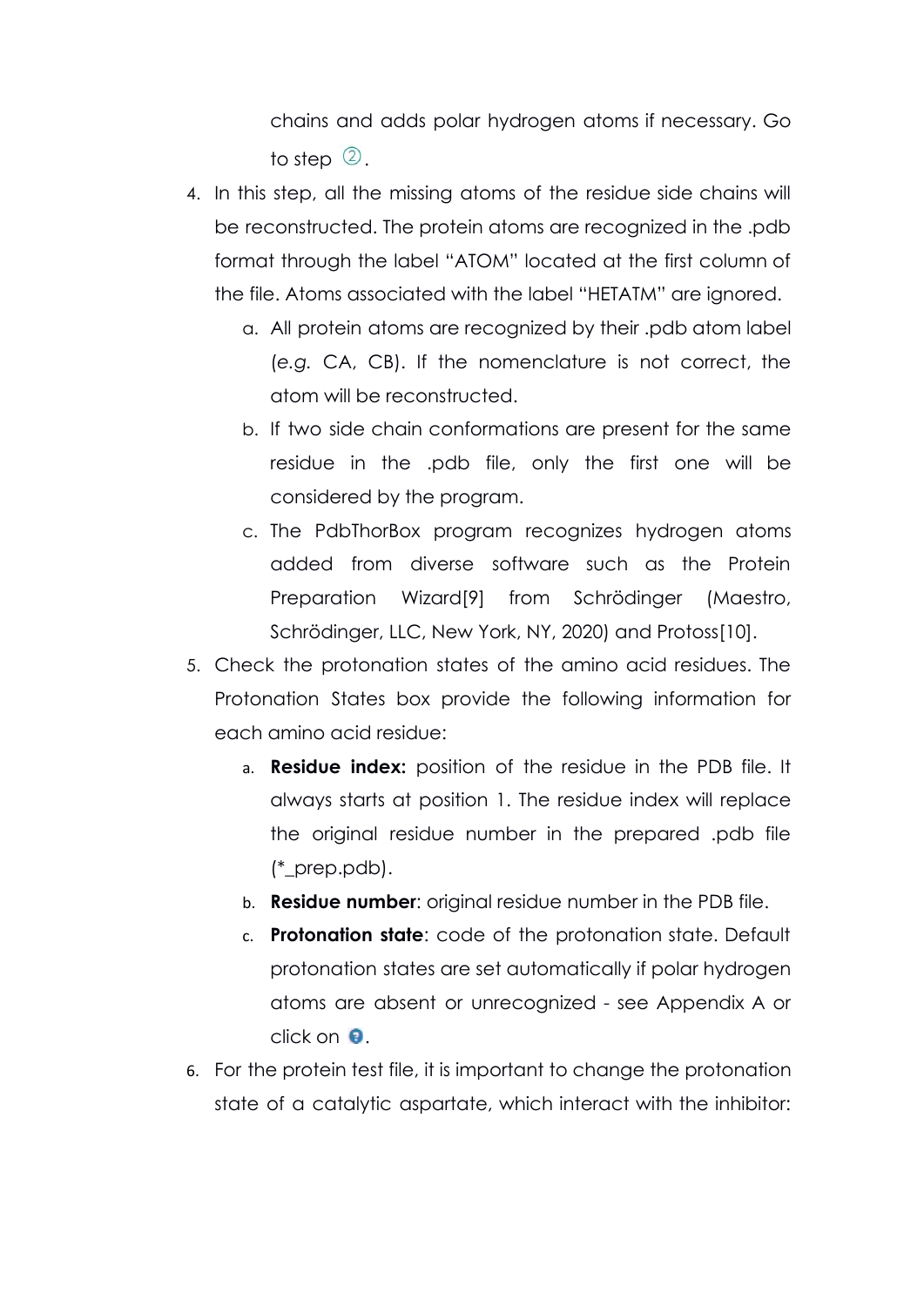chains and adds polar hydrogen atoms if necessary. Go to step ②.

4. In this step, all the missing atoms of the residue side chains will be reconstructed. The protein atoms are recognized in the .pdb format through the label "ATOM" located at the first column of the file. Atoms associated with the label "HETATM" are ignored.
   a. All protein atoms are recognized by their .pdb atom label (*e.g.* CA, CB). If the nomenclature is not correct, the atom will be reconstructed.
   b. If two side chain conformations are present for the same residue in the .pdb file, only the first one will be considered by the program.
   c. The PdbThorBox program recognizes hydrogen atoms added from diverse software such as the Protein Preparation Wizard[9] from Schrödinger (Maestro, Schrödinger, LLC, New York, NY, 2020) and Protoss[10].
5. Check the protonation states of the amino acid residues. The Protonation States box provide the following information for each amino acid residue:
   a. **Residue index:** position of the residue in the PDB file. It always starts at position 1. The residue index will replace the original residue number in the prepared .pdb file (*_prep.pdb).
   b. **Residue number**: original residue number in the PDB file.
   c. **Protonation state**: code of the protonation state. Default protonation states are set automatically if polar hydrogen atoms are absent or unrecognized - see Appendix A or click on .
6. For the protein test file, it is important to change the protonation state of a catalytic aspartate, which interact with the inhibitor: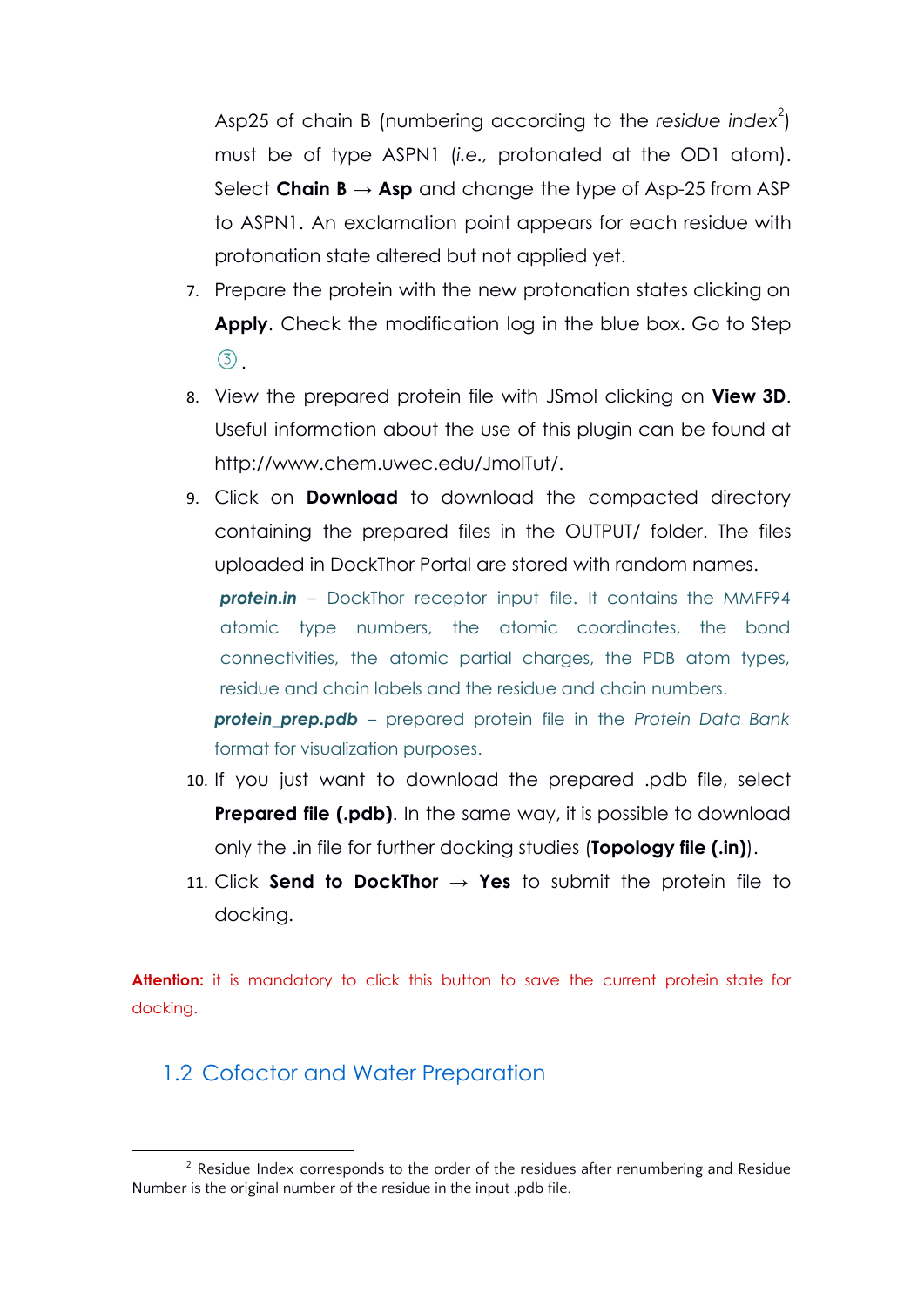Asp25 of chain B (numbering according to the *residue index*[2]) must be of type ASPN1 (*i.e.,* protonated at the OD1 atom). Select **Chain B** → **Asp** and change the type of Asp-25 from ASP to ASPN1. An exclamation point appears for each residue with protonation state altered but not applied yet.

7. Prepare the protein with the new protonation states clicking on **Apply**. Check the modification log in the blue box. Go to Step ③.
8. View the prepared protein file with JSmol clicking on **View 3D**. Useful information about the use of this plugin can be found at http://www.chem.uwec.edu/JmolTut/.
9. Click on **Download** to download the compacted directory containing the prepared files in the OUTPUT/ folder. The files uploaded in DockThor Portal are stored with random names.

   ***protein.in*** – DockThor receptor input file. It contains the MMFF94 atomic type numbers, the atomic coordinates, the bond connectivities, the atomic partial charges, the PDB atom types, residue and chain labels and the residue and chain numbers.

   ***protein_prep.pdb*** – prepared protein file in the *Protein Data Bank* format for visualization purposes.

10. If you just want to download the prepared .pdb file, select **Prepared file (.pdb)**. In the same way, it is possible to download only the .in file for further docking studies (**Topology file (.in)**).
11. Click **Send to DockThor** → **Yes** to submit the protein file to docking.

**Attention:** it is mandatory to click this button to save the current protein state for docking.

## 1.2 Cofactor and Water Preparation

[2] Residue Index corresponds to the order of the residues after renumbering and Residue Number is the original number of the residue in the input .pdb file.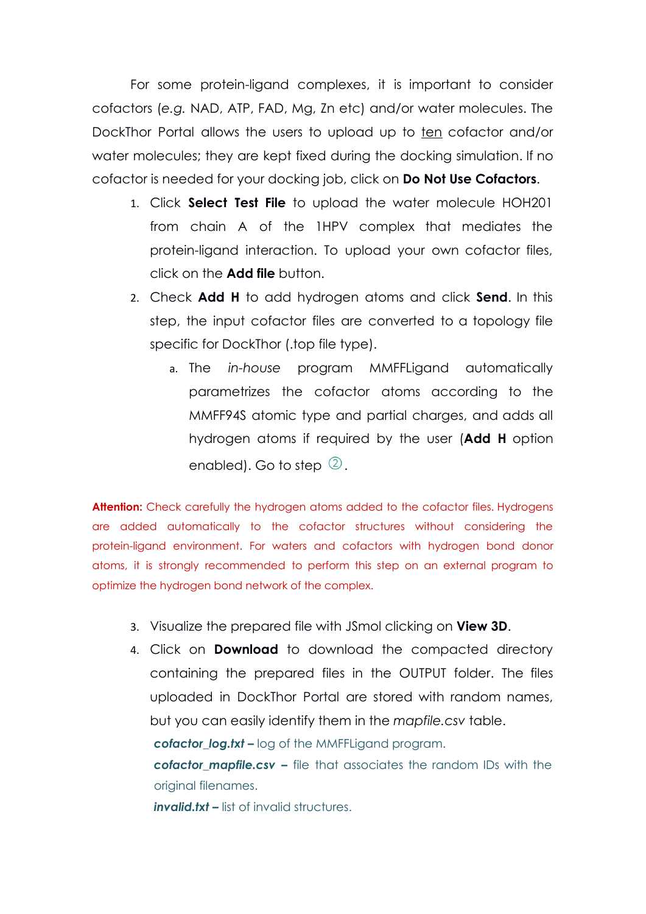For some protein-ligand complexes, it is important to consider cofactors (*e.g.* NAD, ATP, FAD, Mg, Zn etc) and/or water molecules. The DockThor Portal allows the users to upload up to <u>ten</u> cofactor and/or water molecules; they are kept fixed during the docking simulation. If no cofactor is needed for your docking job, click on **Do Not Use Cofactors**.

1. Click **Select Test File** to upload the water molecule HOH201 from chain A of the 1HPV complex that mediates the protein-ligand interaction. To upload your own cofactor files, click on the **Add file** button.
2. Check **Add H** to add hydrogen atoms and click **Send**. In this step, the input cofactor files are converted to a topology file specific for DockThor (.top file type).
    a. The *in-house* program MMFFLigand automatically parametrizes the cofactor atoms according to the MMFF94S atomic type and partial charges, and adds all hydrogen atoms if required by the user (**Add H** option enabled). Go to step ②.

**Attention:** Check carefully the hydrogen atoms added to the cofactor files. Hydrogens are added automatically to the cofactor structures without considering the protein-ligand environment. For waters and cofactors with hydrogen bond donor atoms, it is strongly recommended to perform this step on an external program to optimize the hydrogen bond network of the complex.

3. Visualize the prepared file with JSmol clicking on **View 3D**.
4. Click on **Download** to download the compacted directory containing the prepared files in the OUTPUT folder. The files uploaded in DockThor Portal are stored with random names, but you can easily identify them in the *mapfile.csv* table.

    ***cofactor_log.txt* –** log of the MMFFLigand program.

    ***cofactor_mapfile.csv* –** file that associates the random IDs with the original filenames.

    ***invalid.txt* –** list of invalid structures.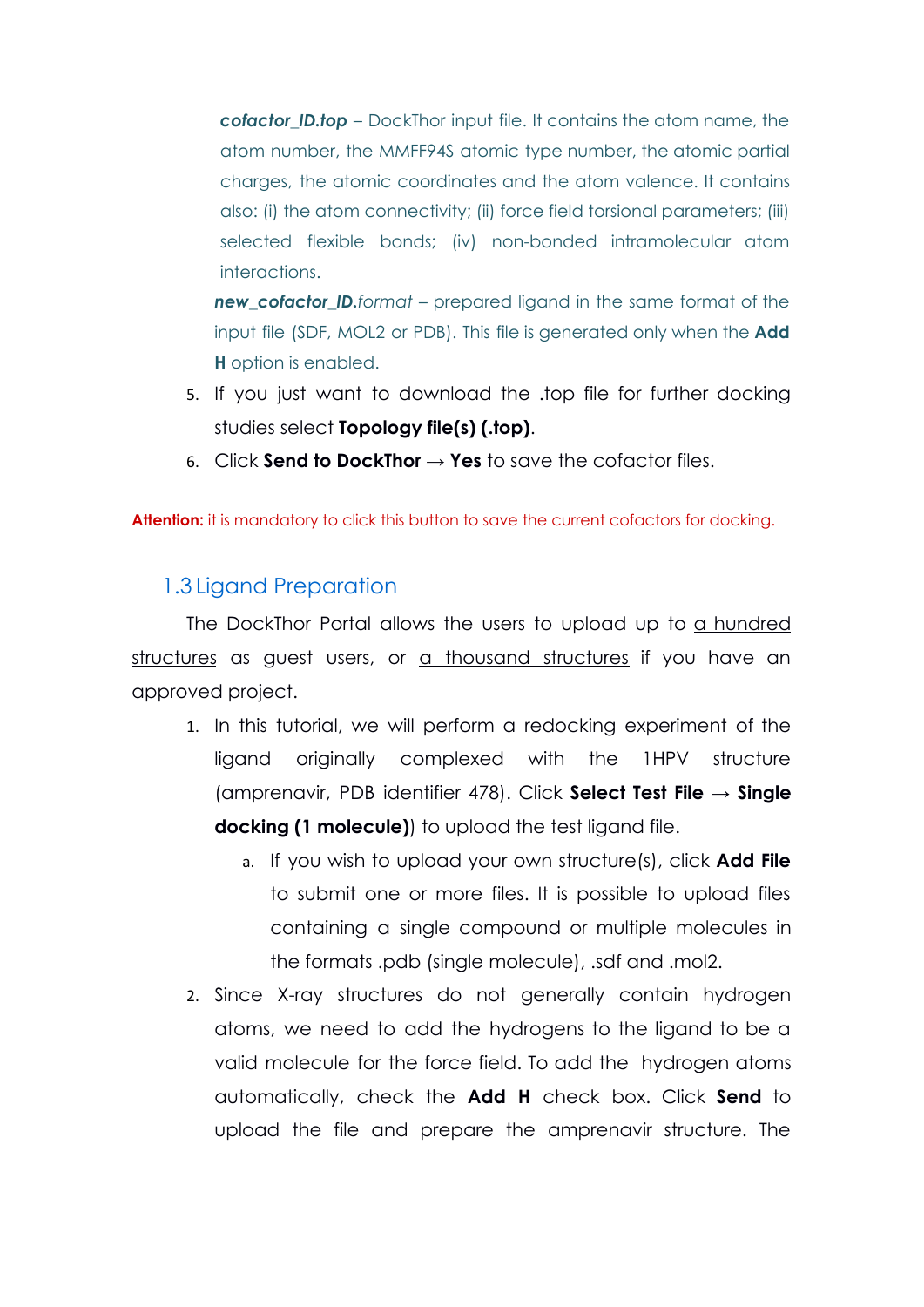***cofactor_ID.top*** – DockThor input file. It contains the atom name, the atom number, the MMFF94S atomic type number, the atomic partial charges, the atomic coordinates and the atom valence. It contains also: (i) the atom connectivity; (ii) force field torsional parameters; (iii) selected flexible bonds; (iv) non-bonded intramolecular atom interactions.

***new_cofactor_ID.****format* – prepared ligand in the same format of the input file (SDF, MOL2 or PDB). This file is generated only when the **Add H** option is enabled.

5. If you just want to download the .top file for further docking studies select **Topology file(s) (.top)**.
6. Click **Send to DockThor** → **Yes** to save the cofactor files.

**Attention:** it is mandatory to click this button to save the current cofactors for docking.

## 1.3 Ligand Preparation

The DockThor Portal allows the users to upload up to <u>a hundred structures</u> as guest users, or <u>a thousand structures</u> if you have an approved project.

1. In this tutorial, we will perform a redocking experiment of the ligand originally complexed with the 1HPV structure (amprenavir, PDB identifier 478). Click **Select Test File** → **Single docking (1 molecule)**) to upload the test ligand file.
   a. If you wish to upload your own structure(s), click **Add File** to submit one or more files. It is possible to upload files containing a single compound or multiple molecules in the formats .pdb (single molecule), .sdf and .mol2.
2. Since X-ray structures do not generally contain hydrogen atoms, we need to add the hydrogens to the ligand to be a valid molecule for the force field. To add the hydrogen atoms automatically, check the **Add H** check box. Click **Send** to upload the file and prepare the amprenavir structure. The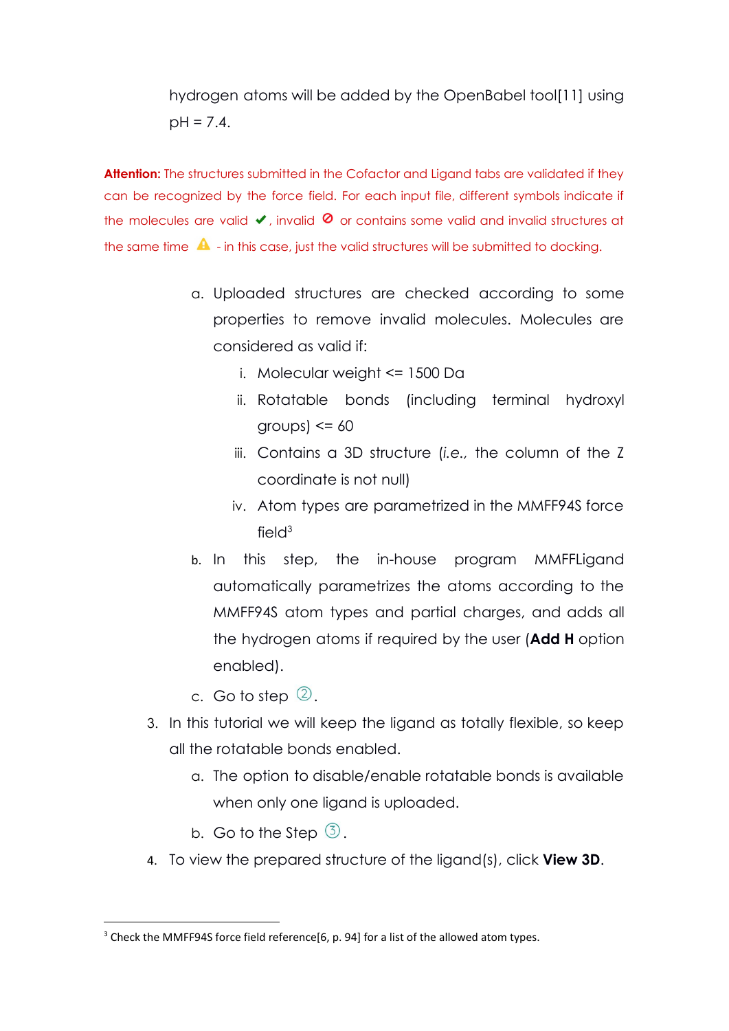hydrogen atoms will be added by the OpenBabel tool[11] using pH = 7.4.

**Attention:** The structures submitted in the Cofactor and Ligand tabs are validated if they can be recognized by the force field. For each input file, different symbols indicate if the molecules are valid ✔, invalid ⊘ or contains some valid and invalid structures at the same time ⚠ - in this case, just the valid structures will be submitted to docking.

   a. Uploaded structures are checked according to some properties to remove invalid molecules. Molecules are considered as valid if:
      i. Molecular weight <= 1500 Da
      ii. Rotatable bonds (including terminal hydroxyl groups) <= 60
      iii. Contains a 3D structure (*i.e.,* the column of the Z coordinate is not null)
      iv. Atom types are parametrized in the MMFF94S force field[3]
   b. In this step, the in-house program MMFFLigand automatically parametrizes the atoms according to the MMFF94S atom types and partial charges, and adds all the hydrogen atoms if required by the user (**Add H** option enabled).
   c. Go to step ②.

3. In this tutorial we will keep the ligand as totally flexible, so keep all the rotatable bonds enabled.
   a. The option to disable/enable rotatable bonds is available when only one ligand is uploaded.
   b. Go to the Step ③.
4. To view the prepared structure of the ligand(s), click **View 3D**.

[3] Check the MMFF94S force field reference[6, p. 94] for a list of the allowed atom types.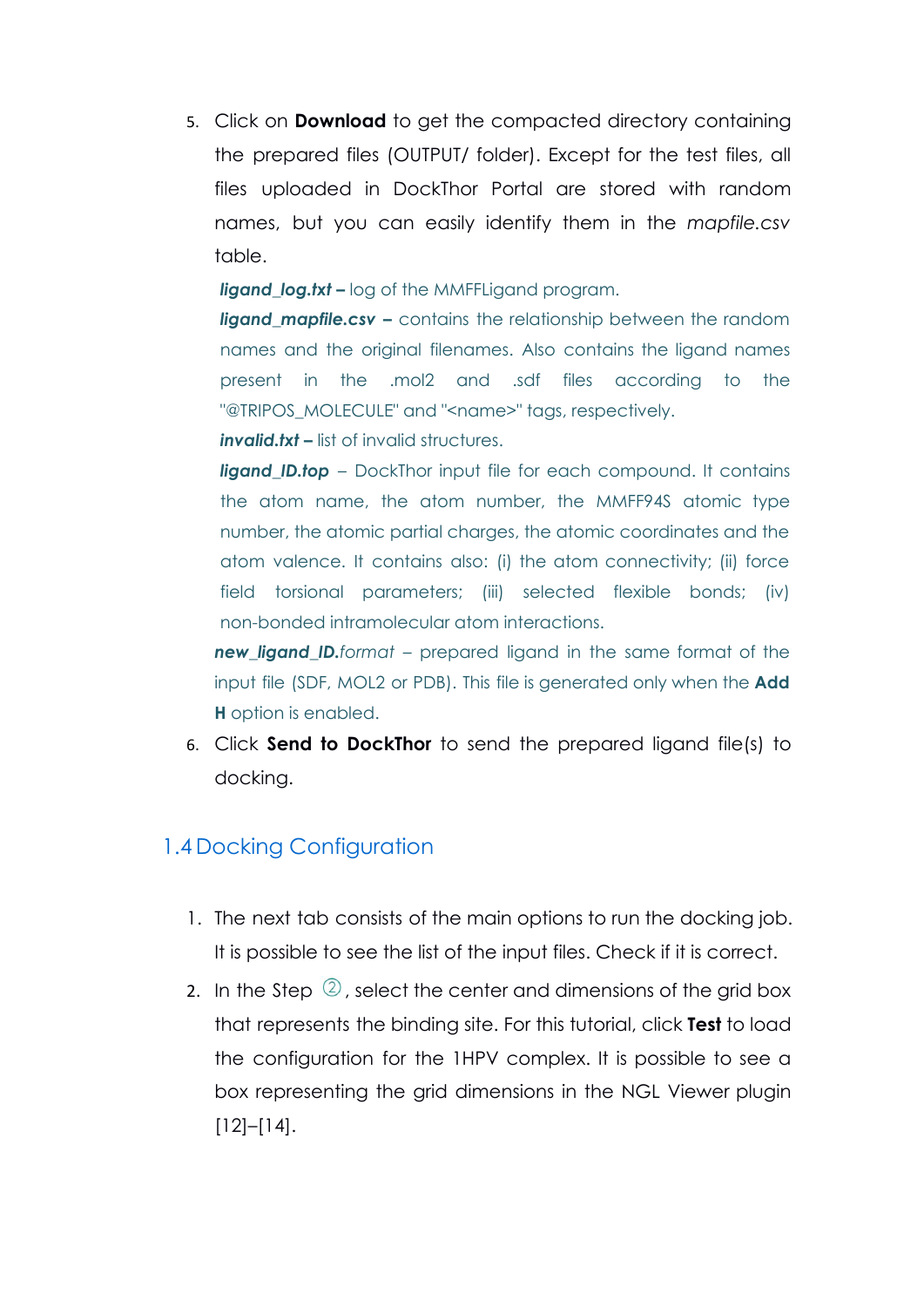5. Click on **Download** to get the compacted directory containing the prepared files (OUTPUT/ folder). Except for the test files, all files uploaded in DockThor Portal are stored with random names, but you can easily identify them in the *mapfile.csv* table.

   ***ligand_log.txt* –** log of the MMFFLigand program.

   ***ligand_mapfile.csv* –** contains the relationship between the random names and the original filenames. Also contains the ligand names present in the .mol2 and .sdf files according to the "@TRIPOS_MOLECULE" and "<name>" tags, respectively.

   ***invalid.txt* –** list of invalid structures.

   ***ligand_ID.top*** – DockThor input file for each compound. It contains the atom name, the atom number, the MMFF94S atomic type number, the atomic partial charges, the atomic coordinates and the atom valence. It contains also: (i) the atom connectivity; (ii) force field torsional parameters; (iii) selected flexible bonds; (iv) non-bonded intramolecular atom interactions.

   ***new_ligand_ID.****format* – prepared ligand in the same format of the input file (SDF, MOL2 or PDB). This file is generated only when the **Add H** option is enabled.

6. Click **Send to DockThor** to send the prepared ligand file(s) to docking.

## 1.4 Docking Configuration

1. The next tab consists of the main options to run the docking job. It is possible to see the list of the input files. Check if it is correct.
2. In the Step ②, select the center and dimensions of the grid box that represents the binding site. For this tutorial, click **Test** to load the configuration for the 1HPV complex. It is possible to see a box representing the grid dimensions in the NGL Viewer plugin [12]–[14].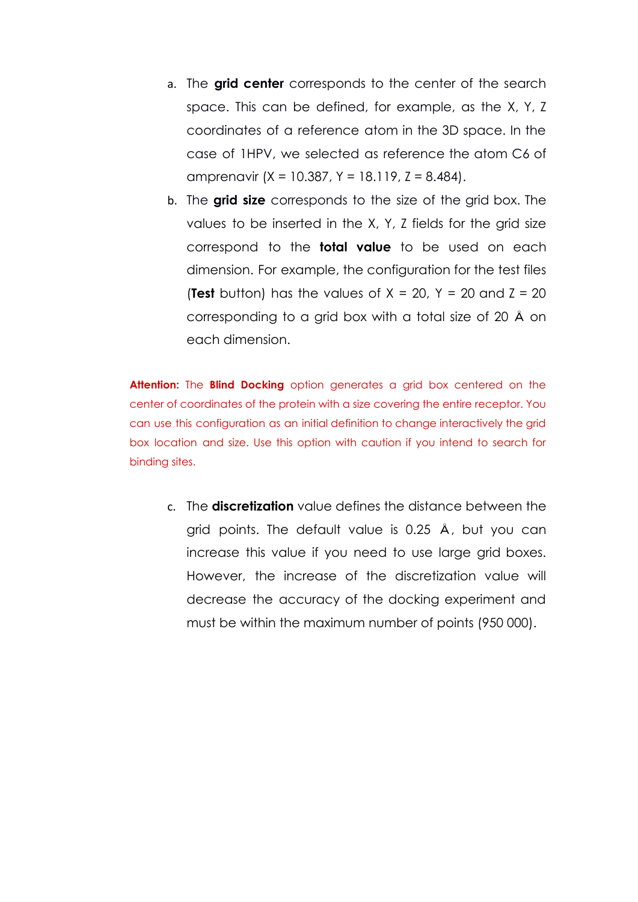a. The **grid center** corresponds to the center of the search space. This can be defined, for example, as the X, Y, Z coordinates of a reference atom in the 3D space. In the case of 1HPV, we selected as reference the atom C6 of amprenavir (X = 10.387, Y = 18.119, Z = 8.484).

b. The **grid size** corresponds to the size of the grid box. The values to be inserted in the X, Y, Z fields for the grid size correspond to the **total value** to be used on each dimension. For example, the configuration for the test files (**Test** button) has the values of X = 20, Y = 20 and Z = 20 corresponding to a grid box with a total size of 20 Å on each dimension.

**Attention:** The **Blind Docking** option generates a grid box centered on the center of coordinates of the protein with a size covering the entire receptor. You can use this configuration as an initial definition to change interactively the grid box location and size. Use this option with caution if you intend to search for binding sites.

c. The **discretization** value defines the distance between the grid points. The default value is 0.25 Å, but you can increase this value if you need to use large grid boxes. However, the increase of the discretization value will decrease the accuracy of the docking experiment and must be within the maximum number of points (950 000).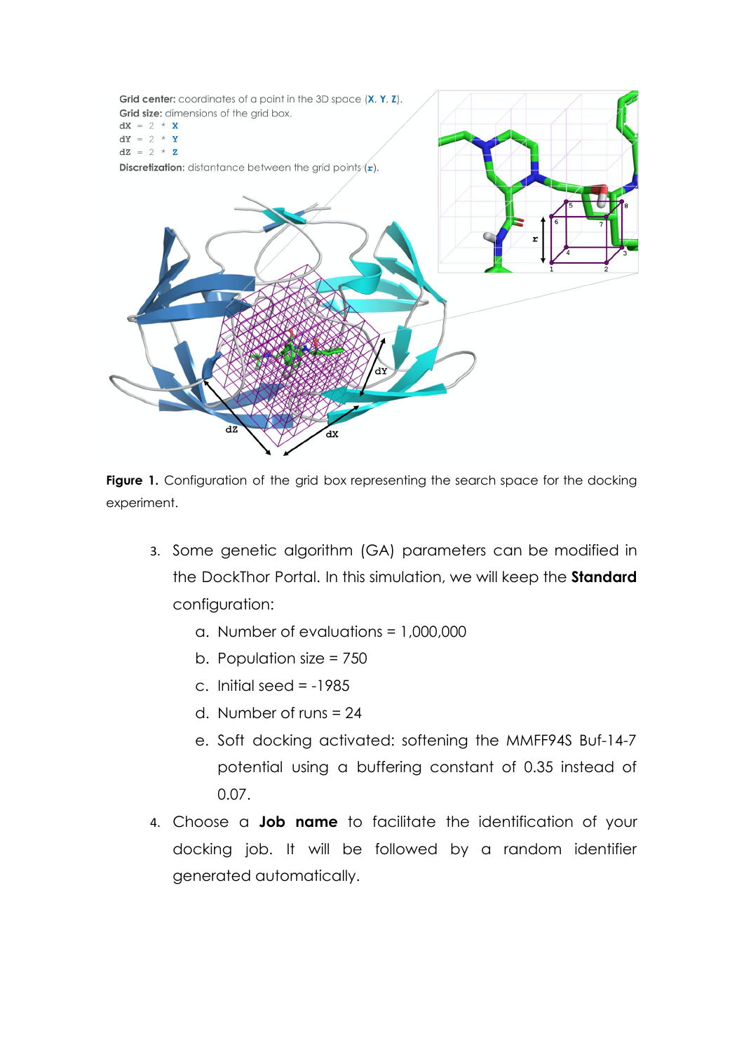Grid center: coordinates of a point in the 3D space (X, Y, Z).
Grid size: dimensions of the grid box.
dX = 2 * X
dY = 2 * Y
dZ = 2 * Z
Discretization: distantance between the grid points (r).

**Figure 1.** Configuration of the grid box representing the search space for the docking experiment.

3. Some genetic algorithm (GA) parameters can be modified in the DockThor Portal. In this simulation, we will keep the **Standard** configuration:
    a. Number of evaluations = 1,000,000
    b. Population size = 750
    c. Initial seed = -1985
    d. Number of runs = 24
    e. Soft docking activated: softening the MMFF94S Buf-14-7 potential using a buffering constant of 0.35 instead of 0.07.
4. Choose a **Job name** to facilitate the identification of your docking job. It will be followed by a random identifier generated automatically.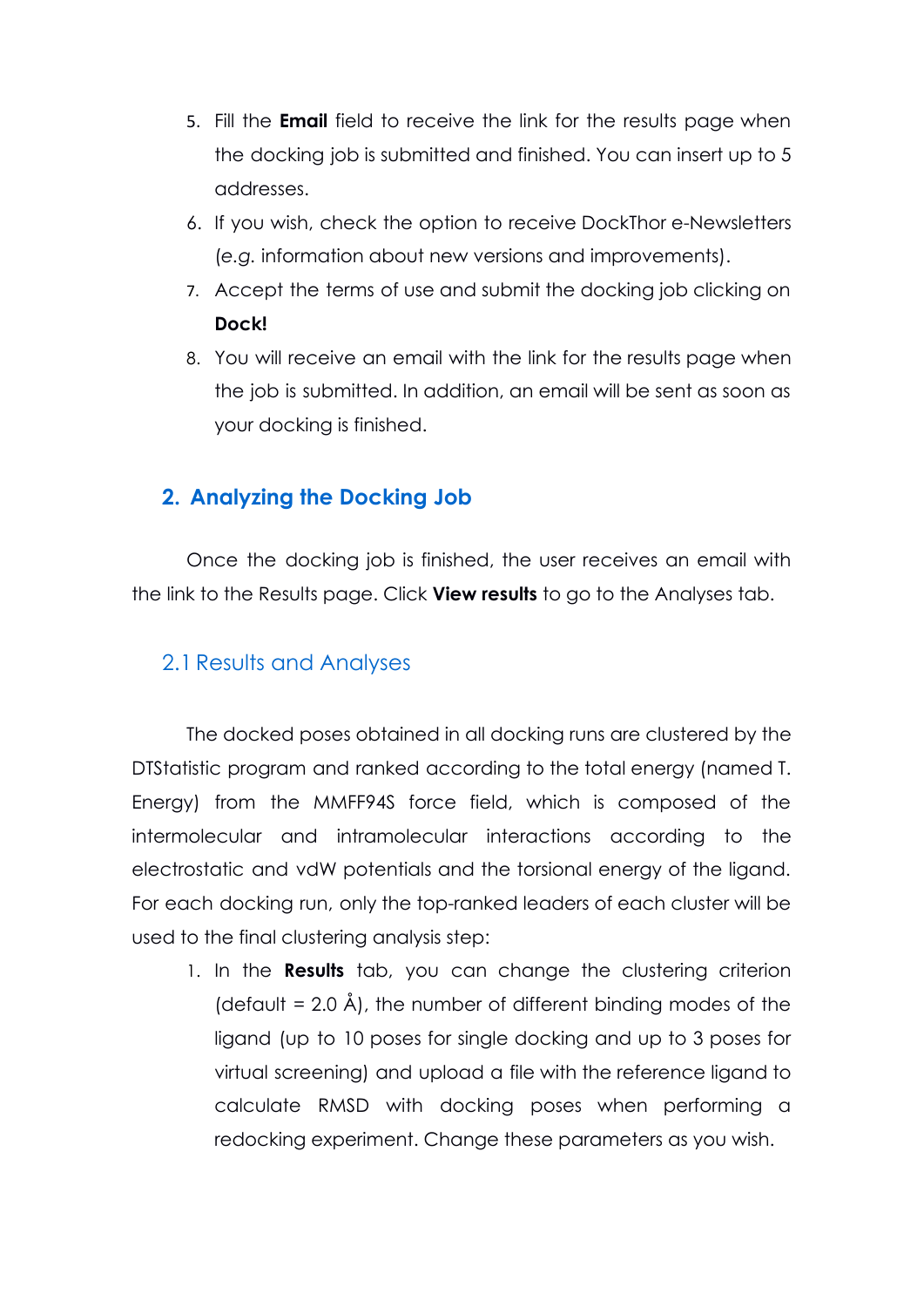5. Fill the **Email** field to receive the link for the results page when the docking job is submitted and finished. You can insert up to 5 addresses.
6. If you wish, check the option to receive DockThor e-Newsletters (*e.g.* information about new versions and improvements).
7. Accept the terms of use and submit the docking job clicking on **Dock!**
8. You will receive an email with the link for the results page when the job is submitted. In addition, an email will be sent as soon as your docking is finished.

## 2. Analyzing the Docking Job

Once the docking job is finished, the user receives an email with the link to the Results page. Click **View results** to go to the Analyses tab.

### 2.1 Results and Analyses

The docked poses obtained in all docking runs are clustered by the DTStatistic program and ranked according to the total energy (named T. Energy) from the MMFF94S force field, which is composed of the intermolecular and intramolecular interactions according to the electrostatic and vdW potentials and the torsional energy of the ligand. For each docking run, only the top-ranked leaders of each cluster will be used to the final clustering analysis step:

1. In the **Results** tab, you can change the clustering criterion (default = 2.0 Å), the number of different binding modes of the ligand (up to 10 poses for single docking and up to 3 poses for virtual screening) and upload a file with the reference ligand to calculate RMSD with docking poses when performing a redocking experiment. Change these parameters as you wish.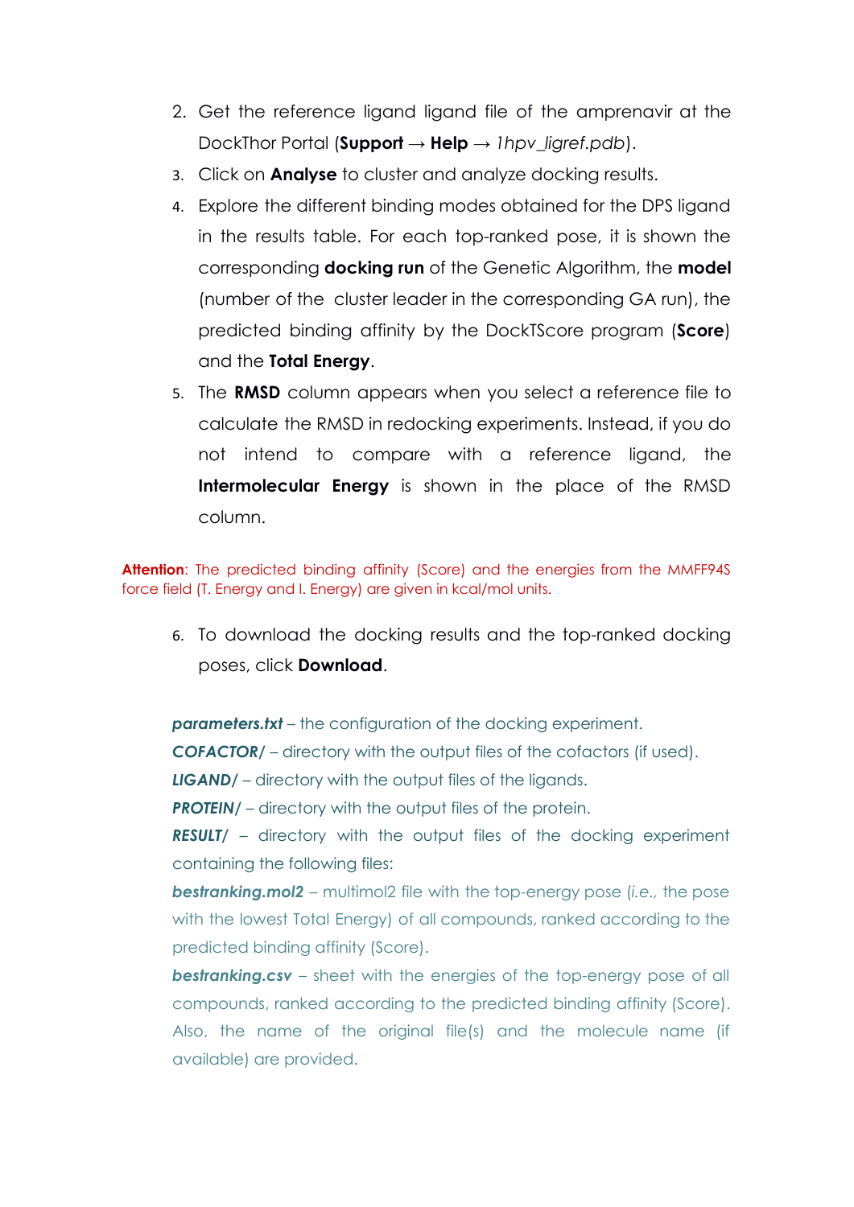2. Get the reference ligand ligand file of the amprenavir at the DockThor Portal (**Support** → **Help** → *1hpv_ligref.pdb*).
3. Click on **Analyse** to cluster and analyze docking results.
4. Explore the different binding modes obtained for the DPS ligand in the results table. For each top-ranked pose, it is shown the corresponding **docking run** of the Genetic Algorithm, the **model** (number of the cluster leader in the corresponding GA run), the predicted binding affinity by the DockTScore program (**Score**) and the **Total Energy**.
5. The **RMSD** column appears when you select a reference file to calculate the RMSD in redocking experiments. Instead, if you do not intend to compare with a reference ligand, the **Intermolecular Energy** is shown in the place of the RMSD column.

**Attention**: The predicted binding affinity (Score) and the energies from the MMFF94S force field (T. Energy and I. Energy) are given in kcal/mol units.

6. To download the docking results and the top-ranked docking poses, click **Download**.

***parameters.txt*** – the configuration of the docking experiment.

***COFACTOR/*** – directory with the output files of the cofactors (if used).

***LIGAND/*** – directory with the output files of the ligands.

***PROTEIN/*** – directory with the output files of the protein.

***RESULT/*** – directory with the output files of the docking experiment containing the following files:

***bestranking.mol2*** – multimol2 file with the top-energy pose (*i.e.,* the pose with the lowest Total Energy) of all compounds, ranked according to the predicted binding affinity (Score).

***bestranking.csv*** – sheet with the energies of the top-energy pose of all compounds, ranked according to the predicted binding affinity (Score). Also, the name of the original file(s) and the molecule name (if available) are provided.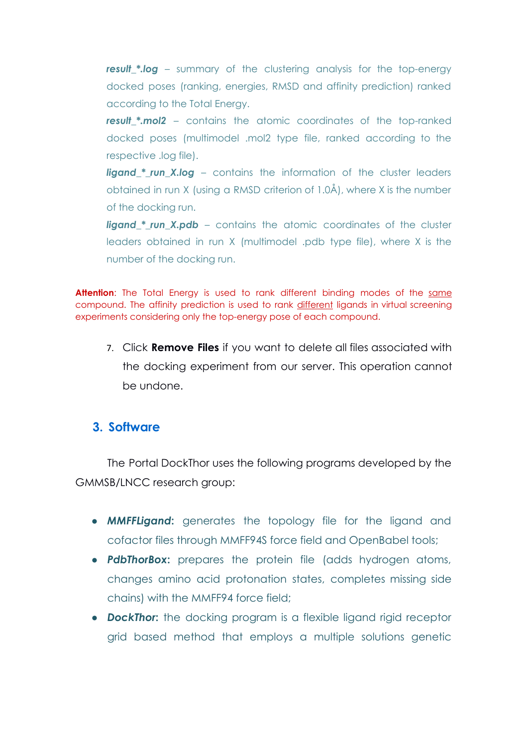***result_*.log*** – summary of the clustering analysis for the top-energy docked poses (ranking, energies, RMSD and affinity prediction) ranked according to the Total Energy.

***result_*.mol2*** – contains the atomic coordinates of the top-ranked docked poses (multimodel .mol2 type file, ranked according to the respective .log file).

***ligand_*_run_X.log*** – contains the information of the cluster leaders obtained in run X (using a RMSD criterion of 1.0Å), where X is the number of the docking run.

***ligand_*_run_X.pdb*** – contains the atomic coordinates of the cluster leaders obtained in run X (multimodel .pdb type file), where X is the number of the docking run.

**Attention**: The Total Energy is used to rank different binding modes of the same compound. The affinity prediction is used to rank different ligands in virtual screening experiments considering only the top-energy pose of each compound.

7. Click **Remove Files** if you want to delete all files associated with the docking experiment from our server. This operation cannot be undone.

## 3. Software

The Portal DockThor uses the following programs developed by the GMMSB/LNCC research group:

- ***MMFFLigand*:** generates the topology file for the ligand and cofactor files through MMFF94S force field and OpenBabel tools;
- ***PdbThorBox*:** prepares the protein file (adds hydrogen atoms, changes amino acid protonation states, completes missing side chains) with the MMFF94 force field;
- ***DockThor*:** the docking program is a flexible ligand rigid receptor grid based method that employs a multiple solutions genetic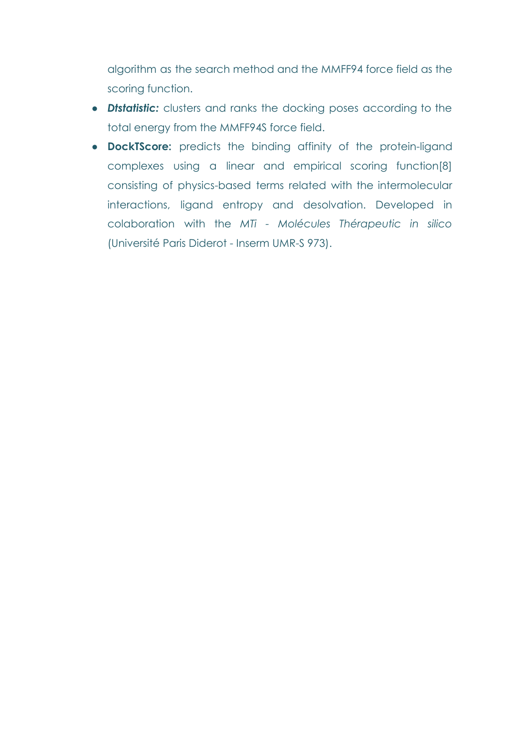algorithm as the search method and the MMFF94 force field as the scoring function.

- ***Dtstatistic:*** clusters and ranks the docking poses according to the total energy from the MMFF94S force field.
- **DockTScore:** predicts the binding affinity of the protein-ligand complexes using a linear and empirical scoring function[8] consisting of physics-based terms related with the intermolecular interactions, ligand entropy and desolvation. Developed in colaboration with the *MTi - Molécules Thérapeutic in silico* (Université Paris Diderot - Inserm UMR-S 973).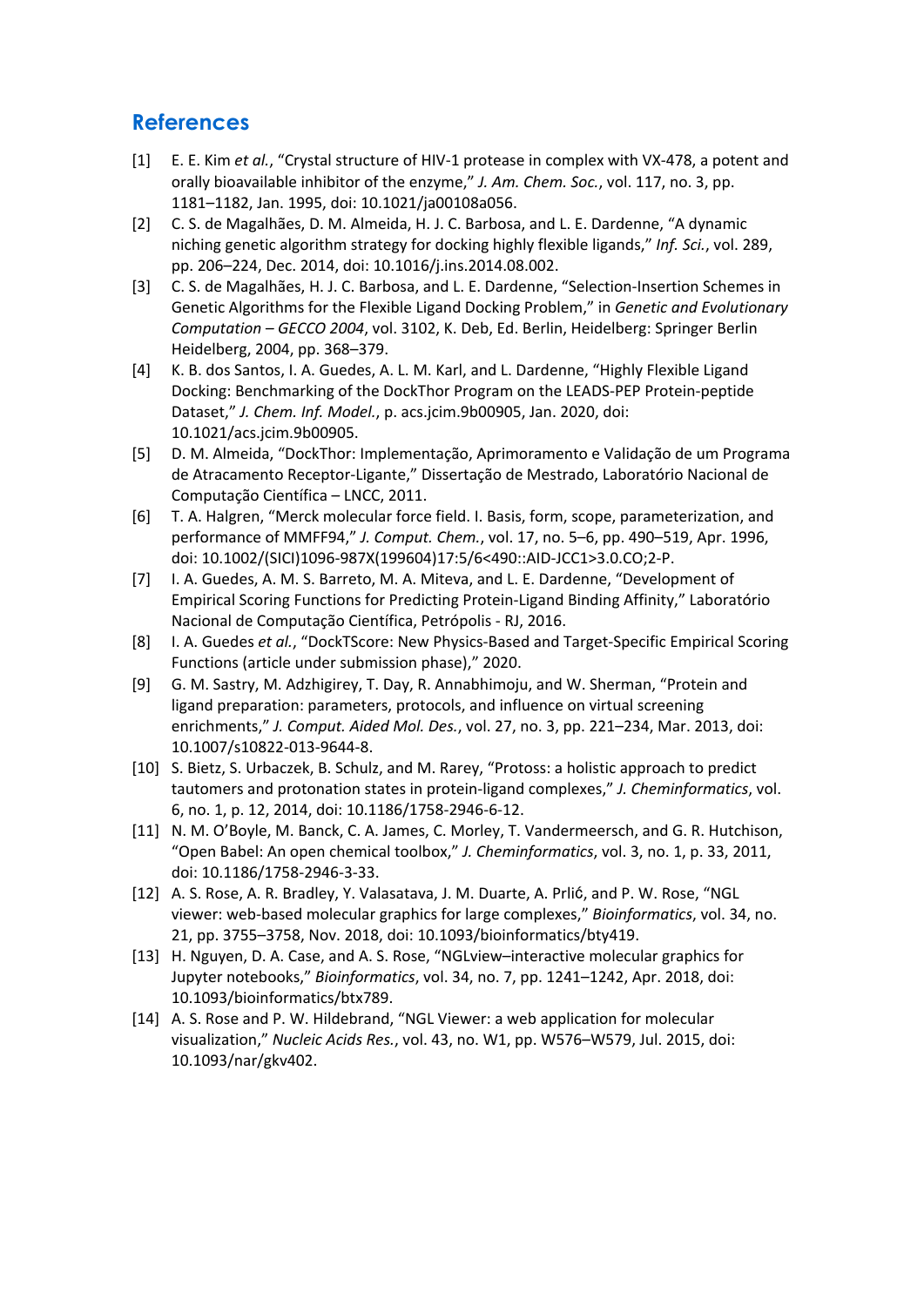## References

[1] E. E. Kim *et al.*, "Crystal structure of HIV-1 protease in complex with VX-478, a potent and orally bioavailable inhibitor of the enzyme," *J. Am. Chem. Soc.*, vol. 117, no. 3, pp. 1181–1182, Jan. 1995, doi: 10.1021/ja00108a056.

[2] C. S. de Magalhães, D. M. Almeida, H. J. C. Barbosa, and L. E. Dardenne, "A dynamic niching genetic algorithm strategy for docking highly flexible ligands," *Inf. Sci.*, vol. 289, pp. 206–224, Dec. 2014, doi: 10.1016/j.ins.2014.08.002.

[3] C. S. de Magalhães, H. J. C. Barbosa, and L. E. Dardenne, "Selection-Insertion Schemes in Genetic Algorithms for the Flexible Ligand Docking Problem," in *Genetic and Evolutionary Computation – GECCO 2004*, vol. 3102, K. Deb, Ed. Berlin, Heidelberg: Springer Berlin Heidelberg, 2004, pp. 368–379.

[4] K. B. dos Santos, I. A. Guedes, A. L. M. Karl, and L. Dardenne, "Highly Flexible Ligand Docking: Benchmarking of the DockThor Program on the LEADS-PEP Protein-peptide Dataset," *J. Chem. Inf. Model.*, p. acs.jcim.9b00905, Jan. 2020, doi: 10.1021/acs.jcim.9b00905.

[5] D. M. Almeida, "DockThor: Implementação, Aprimoramento e Validação de um Programa de Atracamento Receptor-Ligante," Dissertação de Mestrado, Laboratório Nacional de Computação Científica – LNCC, 2011.

[6] T. A. Halgren, "Merck molecular force field. I. Basis, form, scope, parameterization, and performance of MMFF94," *J. Comput. Chem.*, vol. 17, no. 5–6, pp. 490–519, Apr. 1996, doi: 10.1002/(SICI)1096-987X(199604)17:5/6<490::AID-JCC1>3.0.CO;2-P.

[7] I. A. Guedes, A. M. S. Barreto, M. A. Miteva, and L. E. Dardenne, "Development of Empirical Scoring Functions for Predicting Protein-Ligand Binding Affinity," Laboratório Nacional de Computação Científica, Petrópolis - RJ, 2016.

[8] I. A. Guedes *et al.*, "DockTScore: New Physics-Based and Target-Specific Empirical Scoring Functions (article under submission phase)," 2020.

[9] G. M. Sastry, M. Adzhigirey, T. Day, R. Annabhimoju, and W. Sherman, "Protein and ligand preparation: parameters, protocols, and influence on virtual screening enrichments," *J. Comput. Aided Mol. Des.*, vol. 27, no. 3, pp. 221–234, Mar. 2013, doi: 10.1007/s10822-013-9644-8.

[10] S. Bietz, S. Urbaczek, B. Schulz, and M. Rarey, "Protoss: a holistic approach to predict tautomers and protonation states in protein-ligand complexes," *J. Cheminformatics*, vol. 6, no. 1, p. 12, 2014, doi: 10.1186/1758-2946-6-12.

[11] N. M. O'Boyle, M. Banck, C. A. James, C. Morley, T. Vandermeersch, and G. R. Hutchison, "Open Babel: An open chemical toolbox," *J. Cheminformatics*, vol. 3, no. 1, p. 33, 2011, doi: 10.1186/1758-2946-3-33.

[12] A. S. Rose, A. R. Bradley, Y. Valasatava, J. M. Duarte, A. Prlić, and P. W. Rose, "NGL viewer: web-based molecular graphics for large complexes," *Bioinformatics*, vol. 34, no. 21, pp. 3755–3758, Nov. 2018, doi: 10.1093/bioinformatics/bty419.

[13] H. Nguyen, D. A. Case, and A. S. Rose, "NGLview–interactive molecular graphics for Jupyter notebooks," *Bioinformatics*, vol. 34, no. 7, pp. 1241–1242, Apr. 2018, doi: 10.1093/bioinformatics/btx789.

[14] A. S. Rose and P. W. Hildebrand, "NGL Viewer: a web application for molecular visualization," *Nucleic Acids Res.*, vol. 43, no. W1, pp. W576–W579, Jul. 2015, doi: 10.1093/nar/gkv402.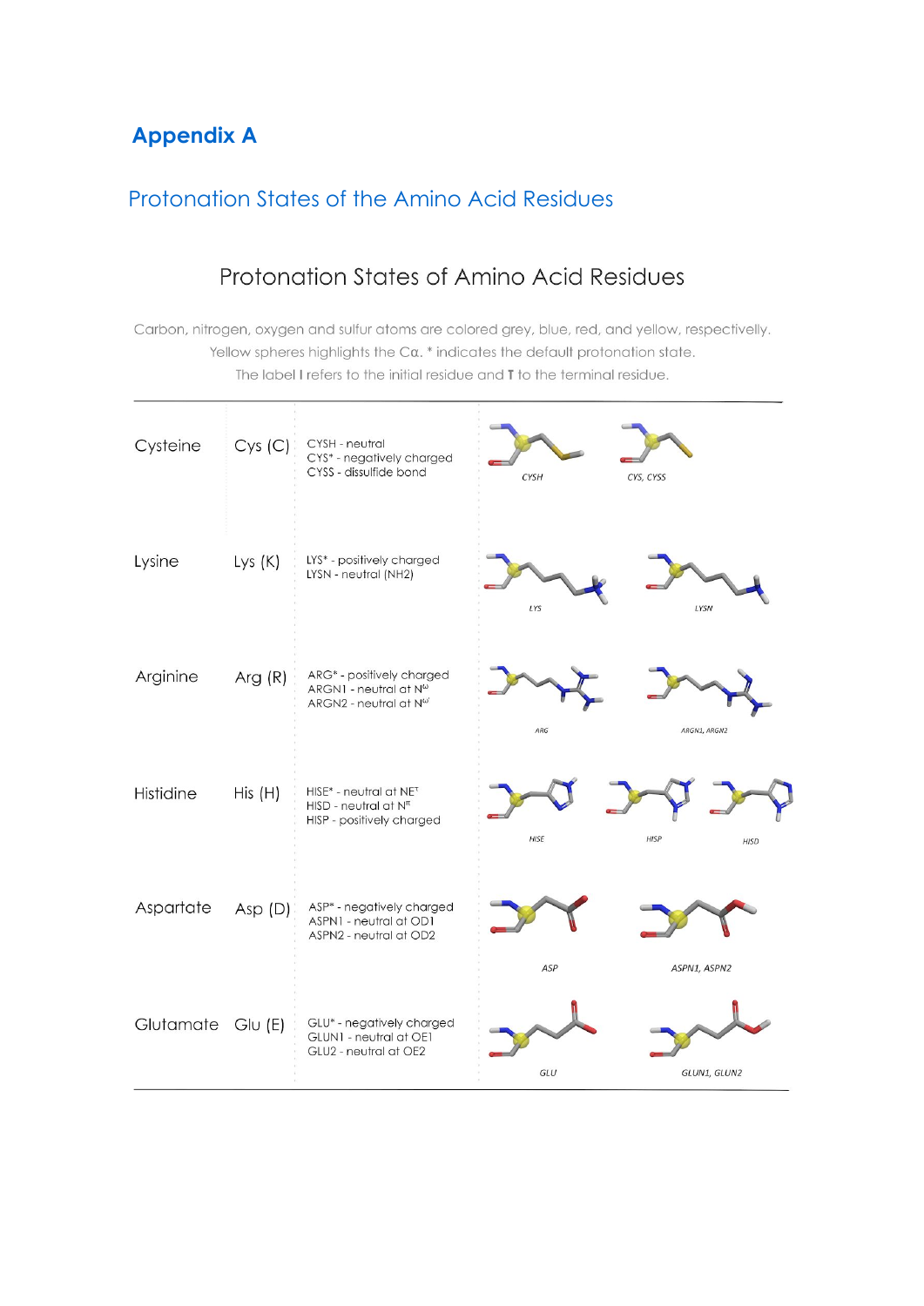# Appendix A

## Protonation States of the Amino Acid Residues

### Protonation States of Amino Acid Residues

Carbon, nitrogen, oxygen and sulfur atoms are colored grey, blue, red, and yellow, respectively.
Yellow spheres highlights the Cα. * indicates the default protonation state.
The label I refers to the initial residue and T to the terminal residue.

| | | | |
|---|---|---|---|
| Cysteine | Cys (C) | CYSH - neutral<br>CYS* - negatively charged<br>CYSS - dissulfide bond | CYSH    CYS, CYSS |
| Lysine | Lys (K) | LYS* - positively charged<br>LYSN - neutral (NH2) | LYS    LYSN |
| Arginine | Arg (R) | ARG* - positively charged<br>ARGN1 - neutral at $N^{\omega}$<br>ARGN2 - neutral at $N^{\omega'}$ | ARG    ARGN1, ARGN2 |
| Histidine | His (H) | HISE* - neutral at $NE^{\tau}$<br>HISD - neutral at $N^{\pi}$<br>HISP - positively charged | HISE    HISP    HISD |
| Aspartate | Asp (D) | ASP* - negatively charged<br>ASPN1 - neutral at OD1<br>ASPN2 - neutral at OD2 | ASP    ASPN1, ASPN2 |
| Glutamate | Glu (E) | GLU* - negatively charged<br>GLUN1 - neutral at OE1<br>GLU2 - neutral at OE2 | GLU    GLUN1, GLUN2 |